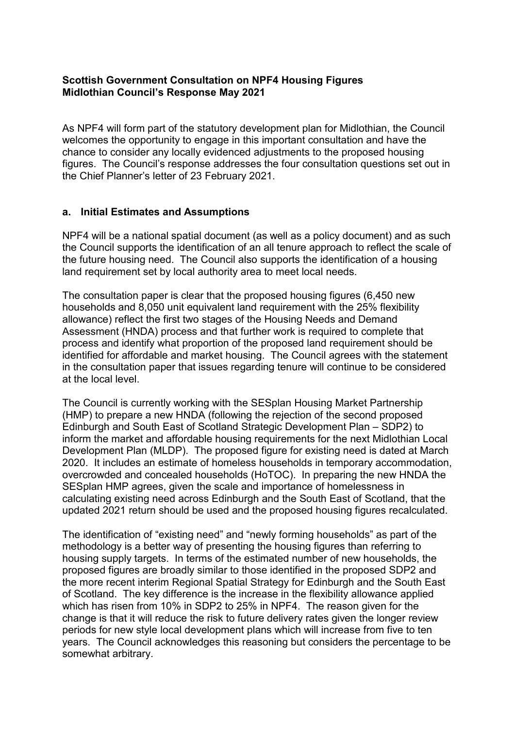**Scottish Government Consultation on NPF4 Housing Figures**
**Midlothian Council's Response May 2021**

As NPF4 will form part of the statutory development plan for Midlothian, the Council welcomes the opportunity to engage in this important consultation and have the chance to consider any locally evidenced adjustments to the proposed housing figures. The Council's response addresses the four consultation questions set out in the Chief Planner's letter of 23 February 2021.

## a. Initial Estimates and Assumptions

NPF4 will be a national spatial document (as well as a policy document) and as such the Council supports the identification of an all tenure approach to reflect the scale of the future housing need. The Council also supports the identification of a housing land requirement set by local authority area to meet local needs.

The consultation paper is clear that the proposed housing figures (6,450 new households and 8,050 unit equivalent land requirement with the 25% flexibility allowance) reflect the first two stages of the Housing Needs and Demand Assessment (HNDA) process and that further work is required to complete that process and identify what proportion of the proposed land requirement should be identified for affordable and market housing. The Council agrees with the statement in the consultation paper that issues regarding tenure will continue to be considered at the local level.

The Council is currently working with the SESplan Housing Market Partnership (HMP) to prepare a new HNDA (following the rejection of the second proposed Edinburgh and South East of Scotland Strategic Development Plan – SDP2) to inform the market and affordable housing requirements for the next Midlothian Local Development Plan (MLDP). The proposed figure for existing need is dated at March 2020. It includes an estimate of homeless households in temporary accommodation, overcrowded and concealed households (HoTOC). In preparing the new HNDA the SESplan HMP agrees, given the scale and importance of homelessness in calculating existing need across Edinburgh and the South East of Scotland, that the updated 2021 return should be used and the proposed housing figures recalculated.

The identification of "existing need" and "newly forming households" as part of the methodology is a better way of presenting the housing figures than referring to housing supply targets. In terms of the estimated number of new households, the proposed figures are broadly similar to those identified in the proposed SDP2 and the more recent interim Regional Spatial Strategy for Edinburgh and the South East of Scotland. The key difference is the increase in the flexibility allowance applied which has risen from 10% in SDP2 to 25% in NPF4. The reason given for the change is that it will reduce the risk to future delivery rates given the longer review periods for new style local development plans which will increase from five to ten years. The Council acknowledges this reasoning but considers the percentage to be somewhat arbitrary.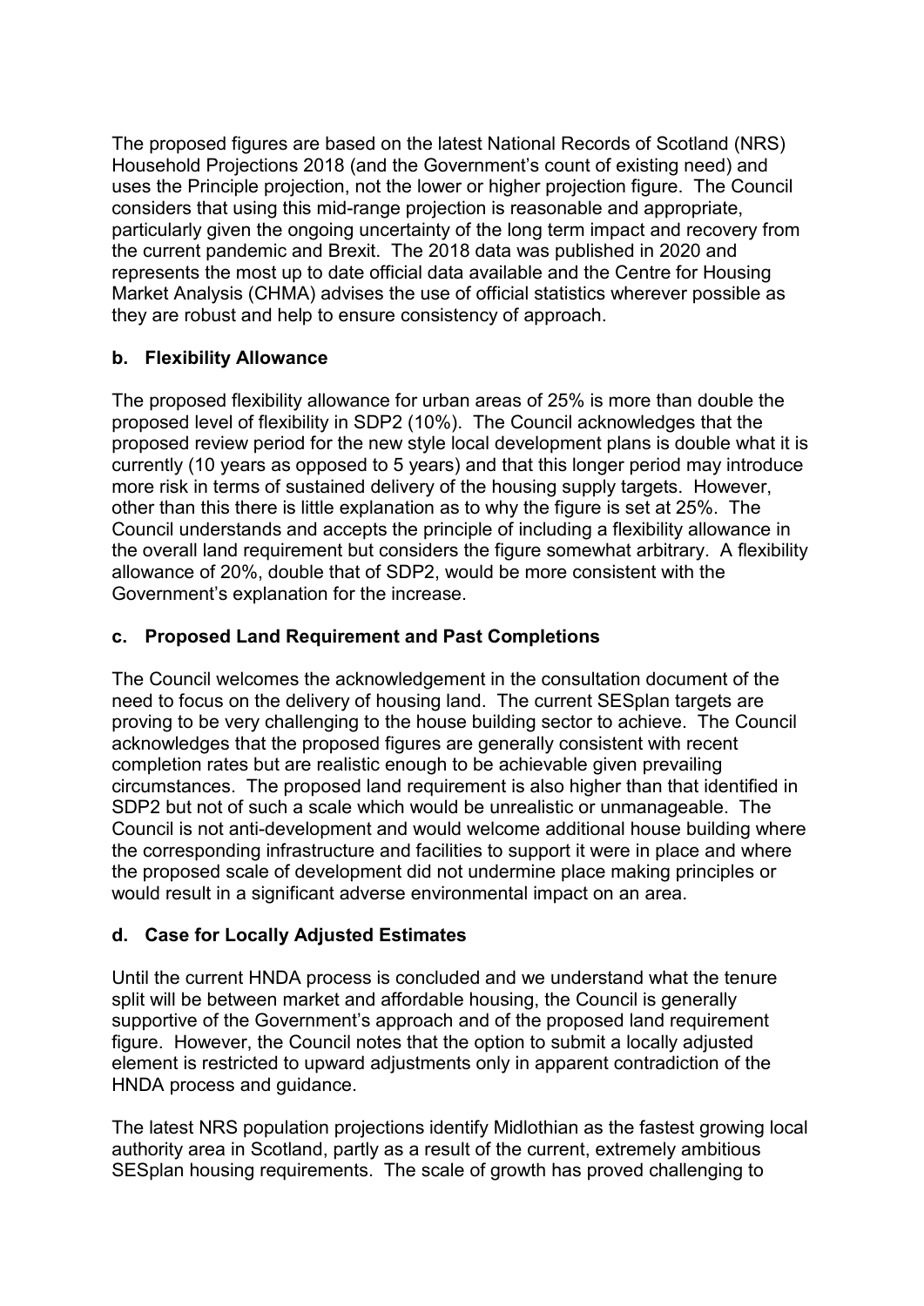The proposed figures are based on the latest National Records of Scotland (NRS) Household Projections 2018 (and the Government's count of existing need) and uses the Principle projection, not the lower or higher projection figure. The Council considers that using this mid-range projection is reasonable and appropriate, particularly given the ongoing uncertainty of the long term impact and recovery from the current pandemic and Brexit. The 2018 data was published in 2020 and represents the most up to date official data available and the Centre for Housing Market Analysis (CHMA) advises the use of official statistics wherever possible as they are robust and help to ensure consistency of approach.

**b. Flexibility Allowance**

The proposed flexibility allowance for urban areas of 25% is more than double the proposed level of flexibility in SDP2 (10%). The Council acknowledges that the proposed review period for the new style local development plans is double what it is currently (10 years as opposed to 5 years) and that this longer period may introduce more risk in terms of sustained delivery of the housing supply targets. However, other than this there is little explanation as to why the figure is set at 25%. The Council understands and accepts the principle of including a flexibility allowance in the overall land requirement but considers the figure somewhat arbitrary. A flexibility allowance of 20%, double that of SDP2, would be more consistent with the Government's explanation for the increase.

**c. Proposed Land Requirement and Past Completions**

The Council welcomes the acknowledgement in the consultation document of the need to focus on the delivery of housing land. The current SESplan targets are proving to be very challenging to the house building sector to achieve. The Council acknowledges that the proposed figures are generally consistent with recent completion rates but are realistic enough to be achievable given prevailing circumstances. The proposed land requirement is also higher than that identified in SDP2 but not of such a scale which would be unrealistic or unmanageable. The Council is not anti-development and would welcome additional house building where the corresponding infrastructure and facilities to support it were in place and where the proposed scale of development did not undermine place making principles or would result in a significant adverse environmental impact on an area.

**d. Case for Locally Adjusted Estimates**

Until the current HNDA process is concluded and we understand what the tenure split will be between market and affordable housing, the Council is generally supportive of the Government's approach and of the proposed land requirement figure. However, the Council notes that the option to submit a locally adjusted element is restricted to upward adjustments only in apparent contradiction of the HNDA process and guidance.

The latest NRS population projections identify Midlothian as the fastest growing local authority area in Scotland, partly as a result of the current, extremely ambitious SESplan housing requirements. The scale of growth has proved challenging to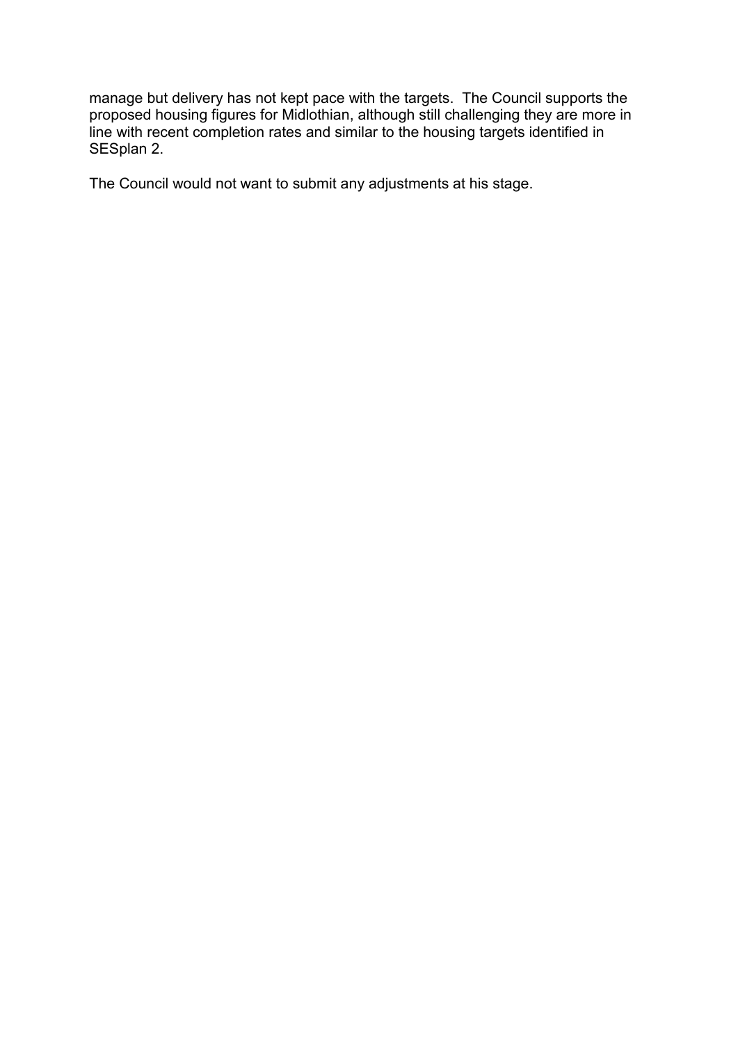manage but delivery has not kept pace with the targets.  The Council supports the proposed housing figures for Midlothian, although still challenging they are more in line with recent completion rates and similar to the housing targets identified in SESplan 2.

The Council would not want to submit any adjustments at his stage.